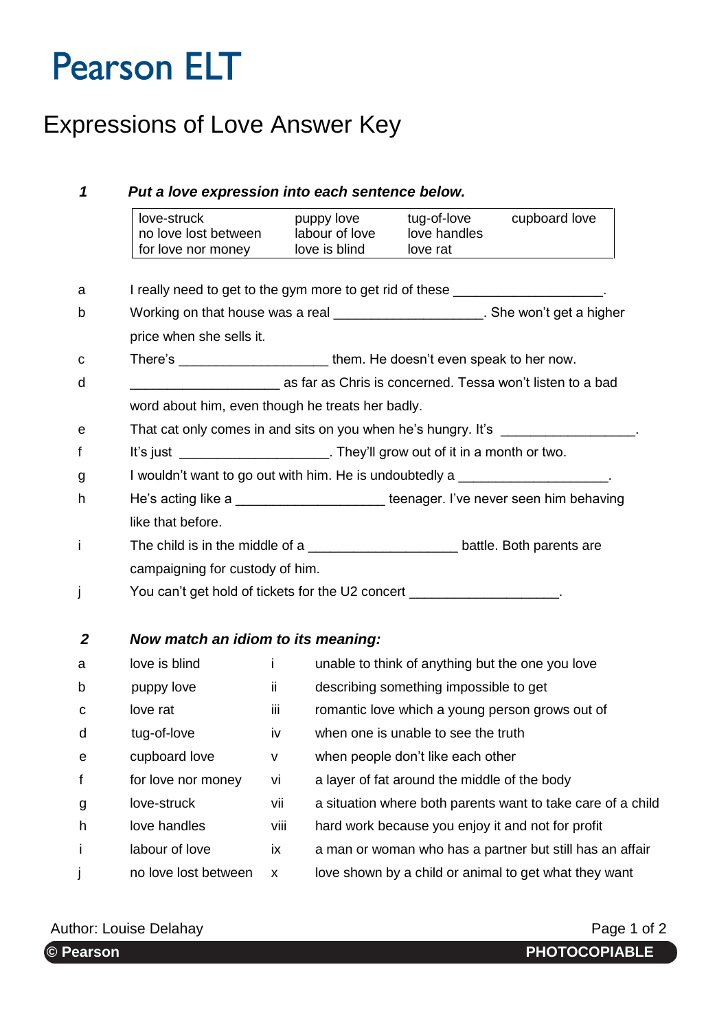# Pearson ELT

## Expressions of Love Answer Key

### *1 Put a love expression into each sentence below.*

| love-struck | puppy love | tug-of-love | cupboard love |
|---|---|---|---|
| no love lost between | labour of love | love handles | |
| for love nor money | love is blind | love rat | |

a I really need to get to the gym more to get rid of these ____________________.

b Working on that house was a real ____________________. She won't get a higher price when she sells it.

c There's ____________________ them. He doesn't even speak to her now.

d ____________________ as far as Chris is concerned. Tessa won't listen to a bad word about him, even though he treats her badly.

e That cat only comes in and sits on you when he's hungry. It's __________________.

f It's just ____________________. They'll grow out of it in a month or two.

g I wouldn't want to go out with him. He is undoubtedly a ____________________.

h He's acting like a ____________________ teenager. I've never seen him behaving like that before.

i The child is in the middle of a ____________________ battle. Both parents are campaigning for custody of him.

j You can't get hold of tickets for the U2 concert ____________________.

### *2 Now match an idiom to its meaning:*

| | | | |
|---|---|---|---|
| a | love is blind | i | unable to think of anything but the one you love |
| b | puppy love | ii | describing something impossible to get |
| c | love rat | iii | romantic love which a young person grows out of |
| d | tug-of-love | iv | when one is unable to see the truth |
| e | cupboard love | v | when people don't like each other |
| f | for love nor money | vi | a layer of fat around the middle of the body |
| g | love-struck | vii | a situation where both parents want to take care of a child |
| h | love handles | viii | hard work because you enjoy it and not for profit |
| i | labour of love | ix | a man or woman who has a partner but still has an affair |
| j | no love lost between | x | love shown by a child or animal to get what they want |

Author: Louise Delahay

© Pearson PHOTOCOPIABLE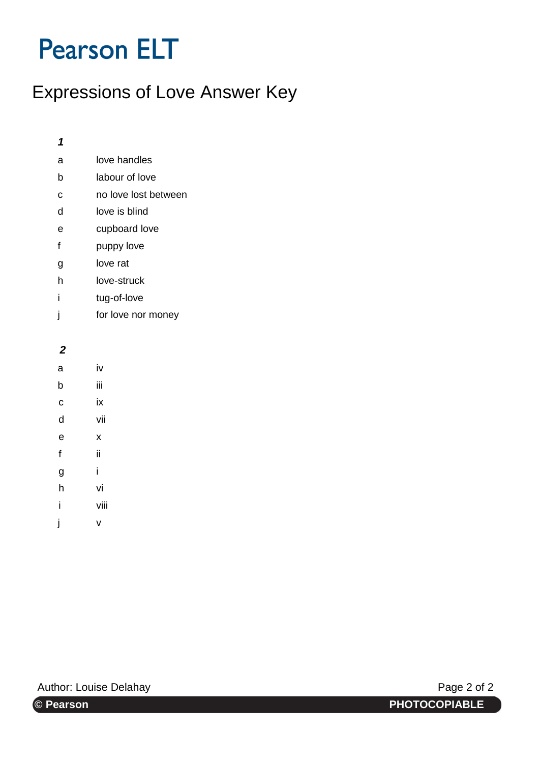# Pearson ELT

## Expressions of Love Answer Key

***1***

| | |
|---|---|
| a | love handles |
| b | labour of love |
| c | no love lost between |
| d | love is blind |
| e | cupboard love |
| f | puppy love |
| g | love rat |
| h | love-struck |
| i | tug-of-love |
| j | for love nor money |

***2***

| | |
|---|---|
| a | iv |
| b | iii |
| c | ix |
| d | vii |
| e | x |
| f | ii |
| g | i |
| h | vi |
| i | viii |
| j | v |

Author: Louise Delahay

© Pearson PHOTOCOPIABLE